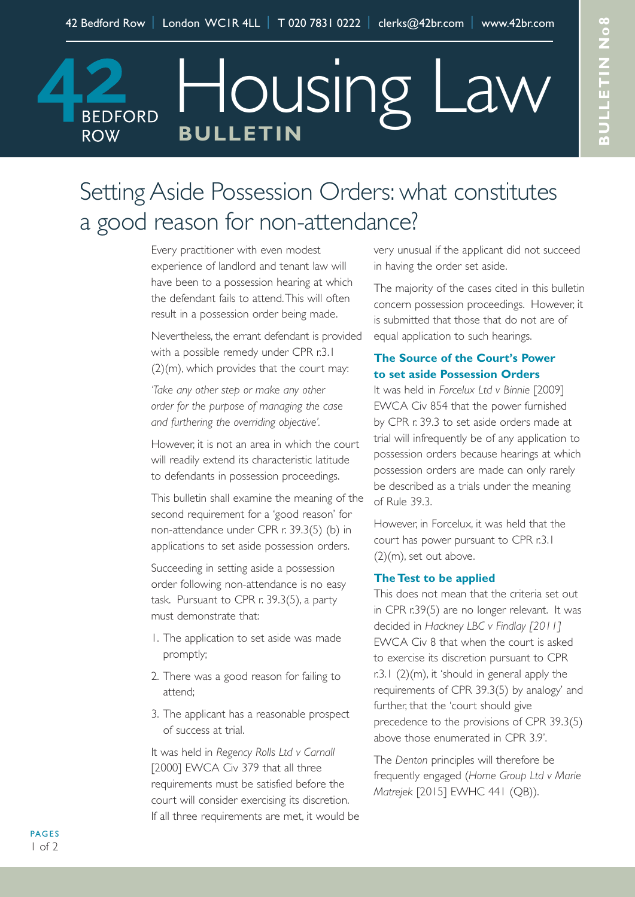# Housing Law BULLETIN

## Setting Aside Possession Orders: what constitutes a good reason for non-attendance?

Every practitioner with even modest experience of landlord and tenant law will have been to a possession hearing at which the defendant fails to attend. This will often result in a possession order being made.

Nevertheless, the errant defendant is provided with a possible remedy under CPR r.3.1 (2)(m), which provides that the court may:

*'Take any other step or make any other order for the purpose of managing the case and furthering the overriding objective'.*

However, it is not an area in which the court will readily extend its characteristic latitude to defendants in possession proceedings.

This bulletin shall examine the meaning of the second requirement for a 'good reason' for non-attendance under CPR r. 39.3(5) (b) in applications to set aside possession orders.

Succeeding in setting aside a possession order following non-attendance is no easy task. Pursuant to CPR r. 39.3(5), a party must demonstrate that:

1. The application to set aside was made promptly;
2. There was a good reason for failing to attend;
3. The applicant has a reasonable prospect of success at trial.

It was held in *Regency Rolls Ltd v Carnall* [2000] EWCA Civ 379 that all three requirements must be satisfied before the court will consider exercising its discretion. If all three requirements are met, it would be very unusual if the applicant did not succeed in having the order set aside.

The majority of the cases cited in this bulletin concern possession proceedings. However, it is submitted that those that do not are of equal application to such hearings.

### The Source of the Court's Power to set aside Possession Orders

It was held in *Forcelux Ltd v Binnie* [2009] EWCA Civ 854 that the power furnished by CPR r. 39.3 to set aside orders made at trial will infrequently be of any application to possession orders because hearings at which possession orders are made can only rarely be described as a trials under the meaning of Rule 39.3.

However, in Forcelux, it was held that the court has power pursuant to CPR r.3.1 (2)(m), set out above.

### The Test to be applied

This does not mean that the criteria set out in CPR r.39(5) are no longer relevant. It was decided in *Hackney LBC v Findlay [2011]* EWCA Civ 8 that when the court is asked to exercise its discretion pursuant to CPR r.3.1 (2)(m), it 'should in general apply the requirements of CPR 39.3(5) by analogy' and further, that the 'court should give precedence to the provisions of CPR 39.3(5) above those enumerated in CPR 3.9'.

The *Denton* principles will therefore be frequently engaged (*Home Group Ltd v Marie Matrejek* [2015] EWHC 441 (QB)).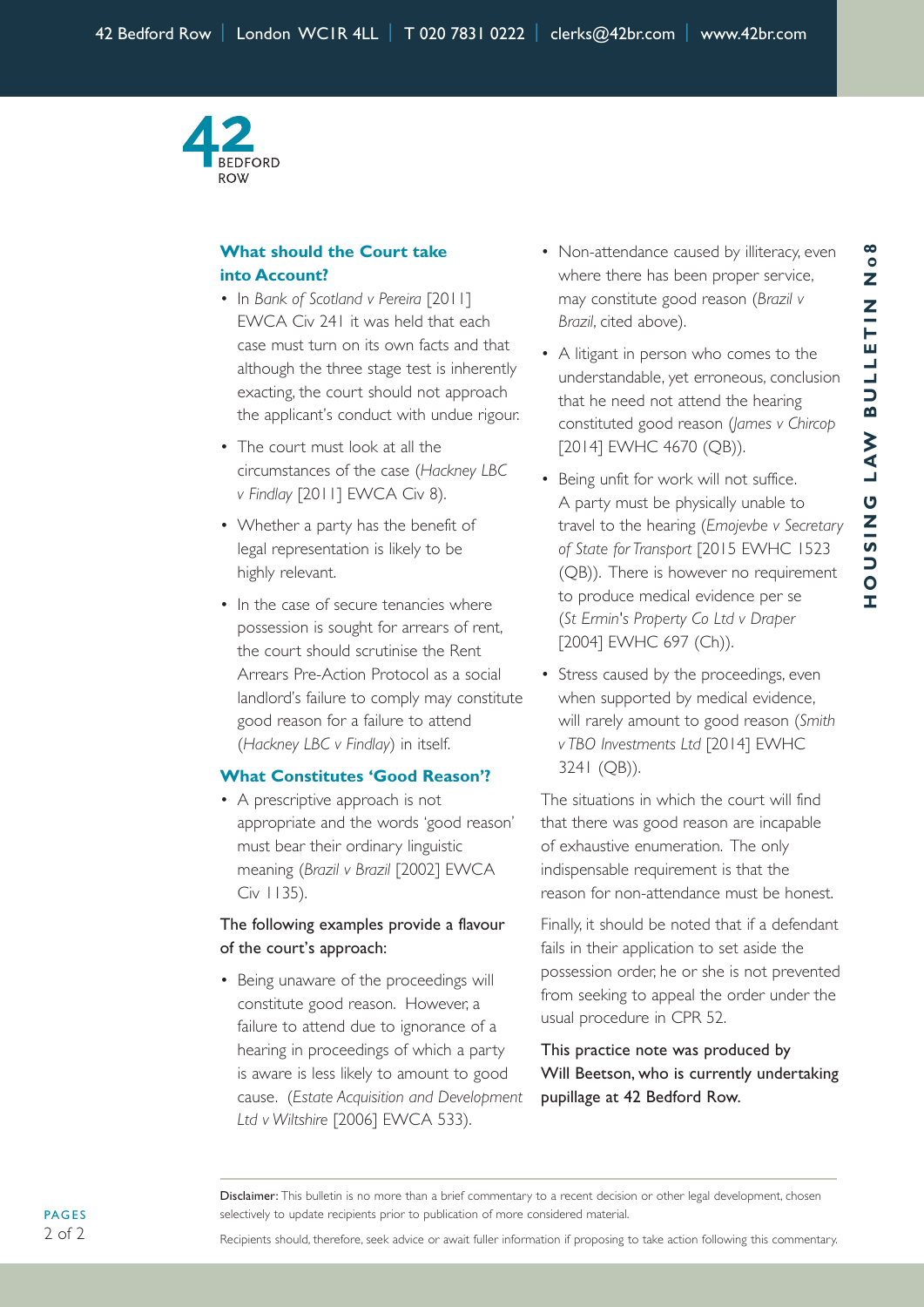### What should the Court take into Account?

- In *Bank of Scotland v Pereira* [2011] EWCA Civ 241 it was held that each case must turn on its own facts and that although the three stage test is inherently exacting, the court should not approach the applicant's conduct with undue rigour.
- The court must look at all the circumstances of the case (*Hackney LBC v Findlay* [2011] EWCA Civ 8).
- Whether a party has the benefit of legal representation is likely to be highly relevant.
- In the case of secure tenancies where possession is sought for arrears of rent, the court should scrutinise the Rent Arrears Pre-Action Protocol as a social landlord's failure to comply may constitute good reason for a failure to attend (*Hackney LBC v Findlay*) in itself.

### What Constitutes 'Good Reason'?

- A prescriptive approach is not appropriate and the words 'good reason' must bear their ordinary linguistic meaning (*Brazil v Brazil* [2002] EWCA Civ 1135).

The following examples provide a flavour of the court's approach:

- Being unaware of the proceedings will constitute good reason. However, a failure to attend due to ignorance of a hearing in proceedings of which a party is aware is less likely to amount to good cause. (*Estate Acquisition and Development Ltd v Wiltshire* [2006] EWCA 533).
- Non-attendance caused by illiteracy, even where there has been proper service, may constitute good reason (*Brazil v Brazil*, cited above).
- A litigant in person who comes to the understandable, yet erroneous, conclusion that he need not attend the hearing constituted good reason (*James v Chircop* [2014] EWHC 4670 (QB)).
- Being unfit for work will not suffice. A party must be physically unable to travel to the hearing (*Emojevbe v Secretary of State for Transport* [2015 EWHC 1523 (QB)). There is however no requirement to produce medical evidence per se (*St Ermin's Property Co Ltd v Draper* [2004] EWHC 697 (Ch)).
- Stress caused by the proceedings, even when supported by medical evidence, will rarely amount to good reason (*Smith v TBO Investments Ltd* [2014] EWHC 3241 (QB)).

The situations in which the court will find that there was good reason are incapable of exhaustive enumeration. The only indispensable requirement is that the reason for non-attendance must be honest.

Finally, it should be noted that if a defendant fails in their application to set aside the possession order, he or she is not prevented from seeking to appeal the order under the usual procedure in CPR 52.

This practice note was produced by Will Beetson, who is currently undertaking pupillage at 42 Bedford Row.

**Disclaimer:** This bulletin is no more than a brief commentary to a recent decision or other legal development, chosen selectively to update recipients prior to publication of more considered material.

Recipients should, therefore, seek advice or await fuller information if proposing to take action following this commentary.